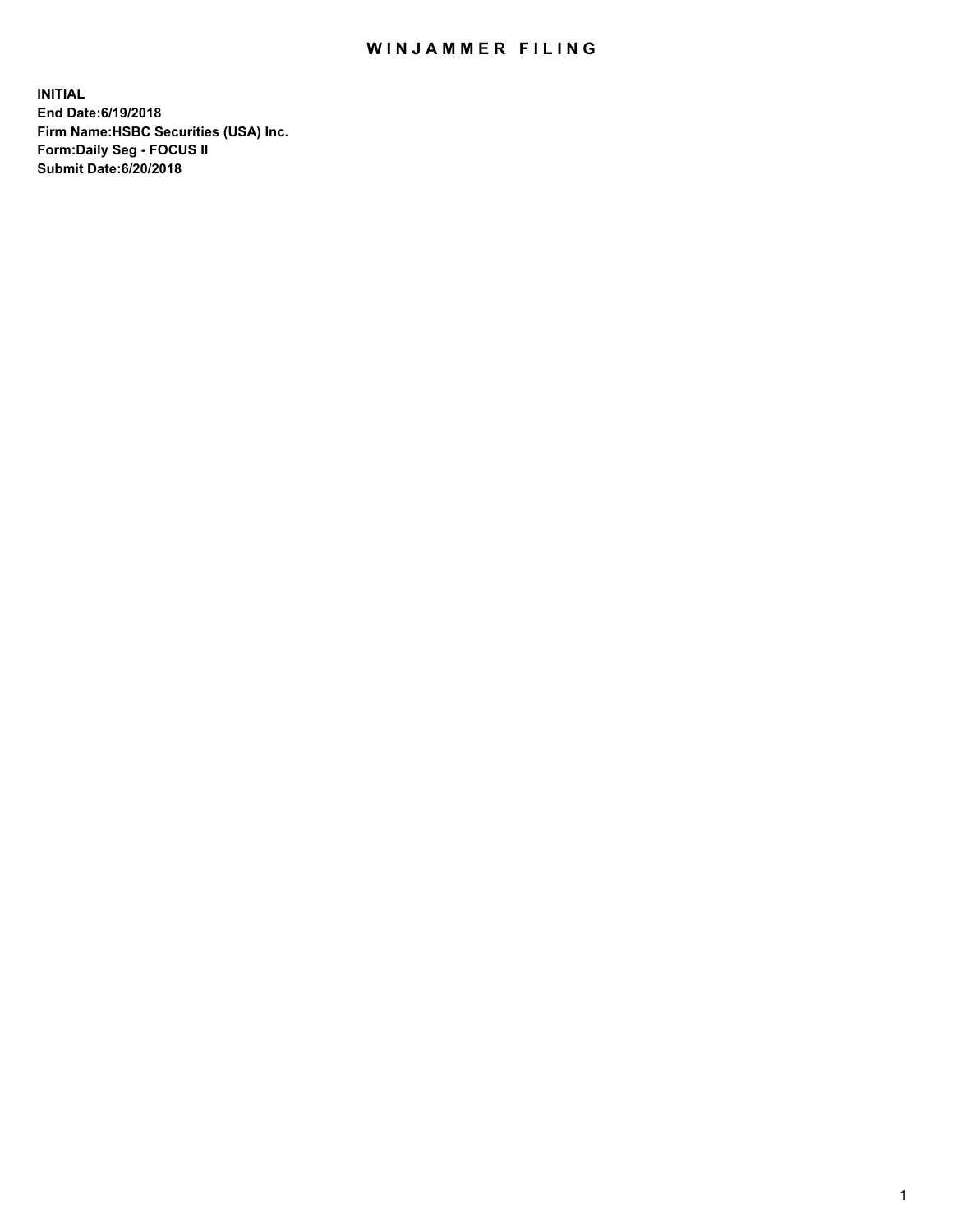# WINJAMMER FILING

**INITIAL**
**End Date:6/19/2018**
**Firm Name:HSBC Securities (USA) Inc.**
**Form:Daily Seg - FOCUS II**
**Submit Date:6/20/2018**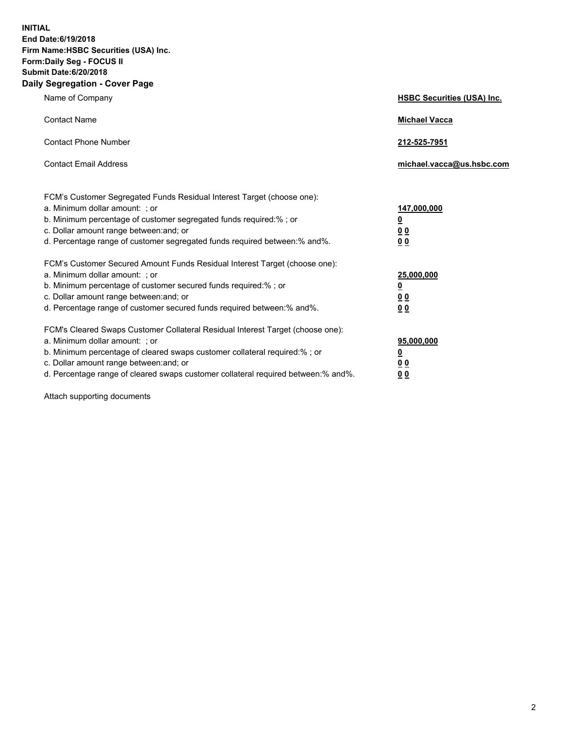**INITIAL**
**End Date:6/19/2018**
**Firm Name:HSBC Securities (USA) Inc.**
**Form:Daily Seg - FOCUS II**
**Submit Date:6/20/2018**
**Daily Segregation - Cover Page**

| | |
|---|---|
| Name of Company | **HSBC Securities (USA) Inc.** |
| Contact Name | **Michael Vacca** |
| Contact Phone Number | **212-525-7951** |
| Contact Email Address | **michael.vacca@us.hsbc.com** |
| FCM's Customer Segregated Funds Residual Interest Target (choose one): | |
| a. Minimum dollar amount: ; or | **147,000,000** |
| b. Minimum percentage of customer segregated funds required:% ; or | **0** |
| c. Dollar amount range between:and; or | **0 0** |
| d. Percentage range of customer segregated funds required between:% and%. | **0 0** |
| FCM's Customer Secured Amount Funds Residual Interest Target (choose one): | |
| a. Minimum dollar amount: ; or | **25,000,000** |
| b. Minimum percentage of customer secured funds required:% ; or | **0** |
| c. Dollar amount range between:and; or | **0 0** |
| d. Percentage range of customer secured funds required between:% and%. | **0 0** |
| FCM's Cleared Swaps Customer Collateral Residual Interest Target (choose one): | |
| a. Minimum dollar amount: ; or | **95,000,000** |
| b. Minimum percentage of cleared swaps customer collateral required:% ; or | **0** |
| c. Dollar amount range between:and; or | **0 0** |
| d. Percentage range of cleared swaps customer collateral required between:% and%. | **0 0** |

Attach supporting documents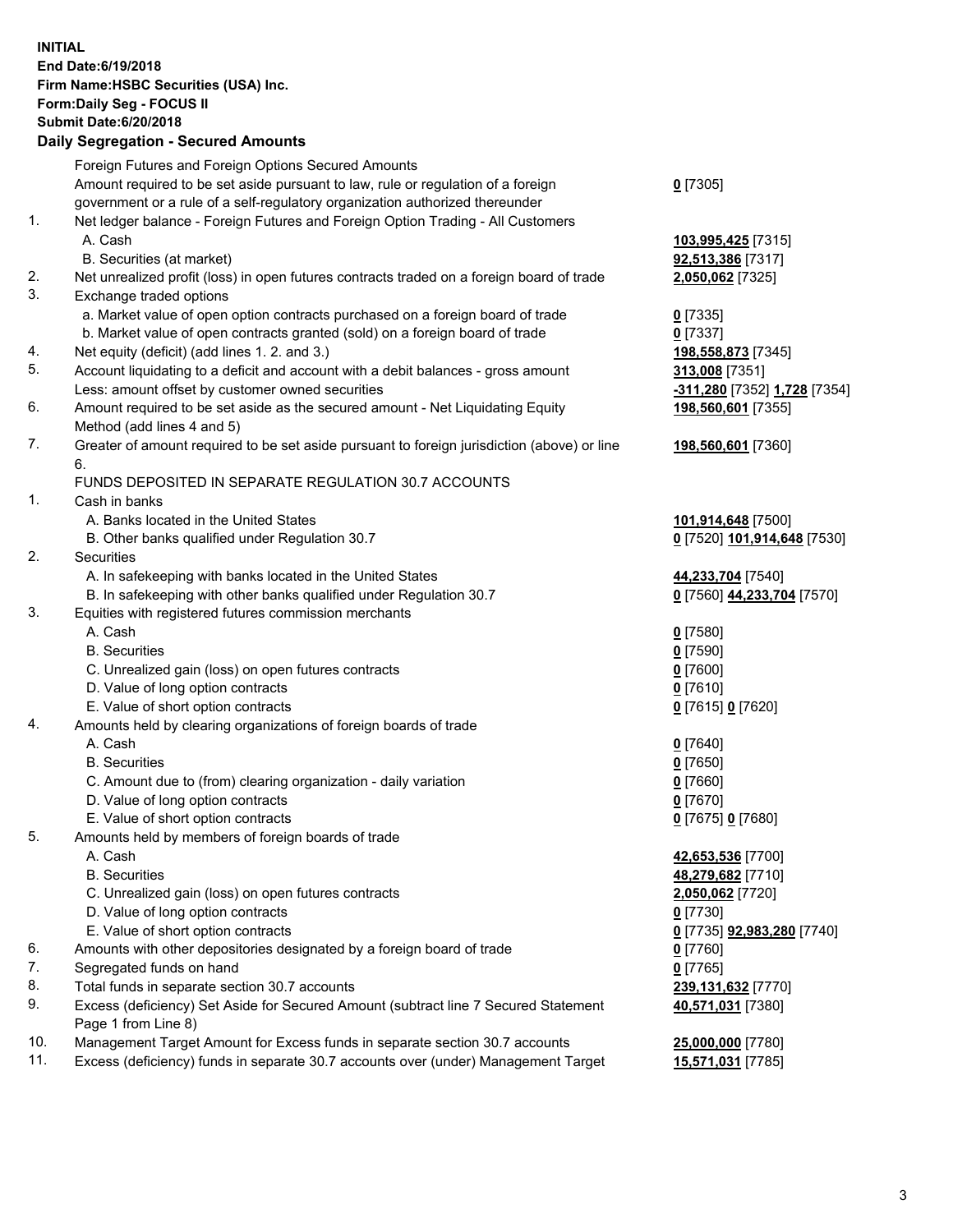**INITIAL**
**End Date:6/19/2018**
**Firm Name:HSBC Securities (USA) Inc.**
**Form:Daily Seg - FOCUS II**
**Submit Date:6/20/2018**

## Daily Segregation - Secured Amounts

| | | |
|---|---|---|
| | Foreign Futures and Foreign Options Secured Amounts | |
| | Amount required to be set aside pursuant to law, rule or regulation of a foreign government or a rule of a self-regulatory organization authorized thereunder | **0** [7305] |
| 1. | Net ledger balance - Foreign Futures and Foreign Option Trading - All Customers | |
| | A. Cash | **103,995,425** [7315] |
| | B. Securities (at market) | **92,513,386** [7317] |
| 2. | Net unrealized profit (loss) in open futures contracts traded on a foreign board of trade | **2,050,062** [7325] |
| 3. | Exchange traded options | |
| | a. Market value of open option contracts purchased on a foreign board of trade | **0** [7335] |
| | b. Market value of open contracts granted (sold) on a foreign board of trade | **0** [7337] |
| 4. | Net equity (deficit) (add lines 1. 2. and 3.) | **198,558,873** [7345] |
| 5. | Account liquidating to a deficit and account with a debit balances - gross amount | **313,008** [7351] |
| | Less: amount offset by customer owned securities | **-311,280** [7352] **1,728** [7354] |
| 6. | Amount required to be set aside as the secured amount - Net Liquidating Equity Method (add lines 4 and 5) | **198,560,601** [7355] |
| 7. | Greater of amount required to be set aside pursuant to foreign jurisdiction (above) or line 6. | **198,560,601** [7360] |
| | FUNDS DEPOSITED IN SEPARATE REGULATION 30.7 ACCOUNTS | |
| 1. | Cash in banks | |
| | A. Banks located in the United States | **101,914,648** [7500] |
| | B. Other banks qualified under Regulation 30.7 | **0** [7520] **101,914,648** [7530] |
| 2. | Securities | |
| | A. In safekeeping with banks located in the United States | **44,233,704** [7540] |
| | B. In safekeeping with other banks qualified under Regulation 30.7 | **0** [7560] **44,233,704** [7570] |
| 3. | Equities with registered futures commission merchants | |
| | A. Cash | **0** [7580] |
| | B. Securities | **0** [7590] |
| | C. Unrealized gain (loss) on open futures contracts | **0** [7600] |
| | D. Value of long option contracts | **0** [7610] |
| | E. Value of short option contracts | **0** [7615] **0** [7620] |
| 4. | Amounts held by clearing organizations of foreign boards of trade | |
| | A. Cash | **0** [7640] |
| | B. Securities | **0** [7650] |
| | C. Amount due to (from) clearing organization - daily variation | **0** [7660] |
| | D. Value of long option contracts | **0** [7670] |
| | E. Value of short option contracts | **0** [7675] **0** [7680] |
| 5. | Amounts held by members of foreign boards of trade | |
| | A. Cash | **42,653,536** [7700] |
| | B. Securities | **48,279,682** [7710] |
| | C. Unrealized gain (loss) on open futures contracts | **2,050,062** [7720] |
| | D. Value of long option contracts | **0** [7730] |
| | E. Value of short option contracts | **0** [7735] **92,983,280** [7740] |
| 6. | Amounts with other depositories designated by a foreign board of trade | **0** [7760] |
| 7. | Segregated funds on hand | **0** [7765] |
| 8. | Total funds in separate section 30.7 accounts | **239,131,632** [7770] |
| 9. | Excess (deficiency) Set Aside for Secured Amount (subtract line 7 Secured Statement Page 1 from Line 8) | **40,571,031** [7380] |
| 10. | Management Target Amount for Excess funds in separate section 30.7 accounts | **25,000,000** [7780] |
| 11. | Excess (deficiency) funds in separate 30.7 accounts over (under) Management Target | **15,571,031** [7785] |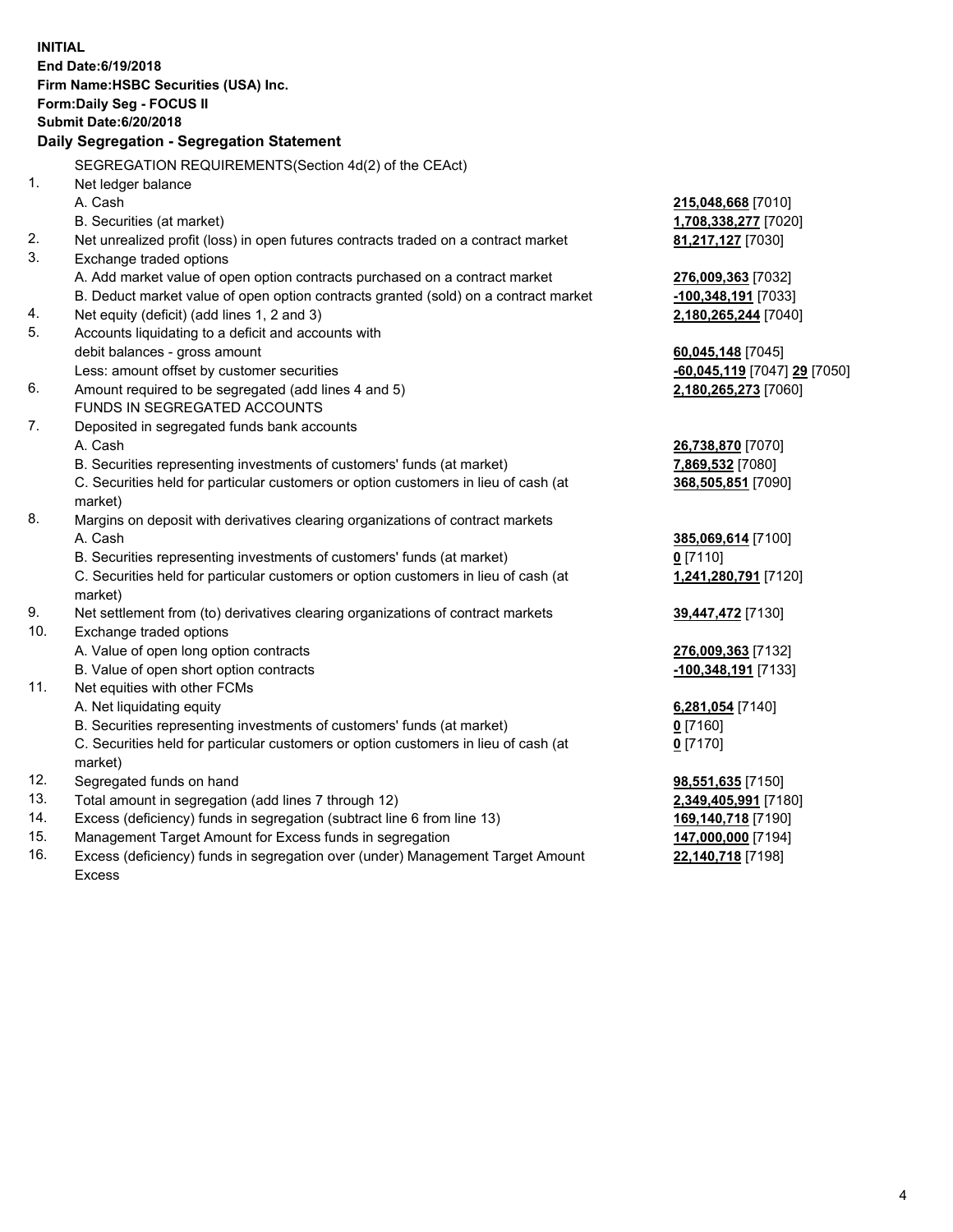**INITIAL**
**End Date:6/19/2018**
**Firm Name:HSBC Securities (USA) Inc.**
**Form:Daily Seg - FOCUS II**
**Submit Date:6/20/2018**

### Daily Segregation - Segregation Statement

SEGREGATION REQUIREMENTS(Section 4d(2) of the CEAct)

| | | |
|---|---|---|
| 1. | Net ledger balance | |
| | A. Cash | **215,048,668** [7010] |
| | B. Securities (at market) | **1,708,338,277** [7020] |
| 2. | Net unrealized profit (loss) in open futures contracts traded on a contract market | **81,217,127** [7030] |
| 3. | Exchange traded options | |
| | A. Add market value of open option contracts purchased on a contract market | **276,009,363** [7032] |
| | B. Deduct market value of open option contracts granted (sold) on a contract market | **-100,348,191** [7033] |
| 4. | Net equity (deficit) (add lines 1, 2 and 3) | **2,180,265,244** [7040] |
| 5. | Accounts liquidating to a deficit and accounts with debit balances - gross amount | **60,045,148** [7045] |
| | Less: amount offset by customer securities | **-60,045,119** [7047] **29** [7050] |
| 6. | Amount required to be segregated (add lines 4 and 5) | **2,180,265,273** [7060] |
| | FUNDS IN SEGREGATED ACCOUNTS | |
| 7. | Deposited in segregated funds bank accounts | |
| | A. Cash | **26,738,870** [7070] |
| | B. Securities representing investments of customers' funds (at market) | **7,869,532** [7080] |
| | C. Securities held for particular customers or option customers in lieu of cash (at market) | **368,505,851** [7090] |
| 8. | Margins on deposit with derivatives clearing organizations of contract markets | |
| | A. Cash | **385,069,614** [7100] |
| | B. Securities representing investments of customers' funds (at market) | **0** [7110] |
| | C. Securities held for particular customers or option customers in lieu of cash (at market) | **1,241,280,791** [7120] |
| 9. | Net settlement from (to) derivatives clearing organizations of contract markets | **39,447,472** [7130] |
| 10. | Exchange traded options | |
| | A. Value of open long option contracts | **276,009,363** [7132] |
| | B. Value of open short option contracts | **-100,348,191** [7133] |
| 11. | Net equities with other FCMs | |
| | A. Net liquidating equity | **6,281,054** [7140] |
| | B. Securities representing investments of customers' funds (at market) | **0** [7160] |
| | C. Securities held for particular customers or option customers in lieu of cash (at market) | **0** [7170] |
| 12. | Segregated funds on hand | **98,551,635** [7150] |
| 13. | Total amount in segregation (add lines 7 through 12) | **2,349,405,991** [7180] |
| 14. | Excess (deficiency) funds in segregation (subtract line 6 from line 13) | **169,140,718** [7190] |
| 15. | Management Target Amount for Excess funds in segregation | **147,000,000** [7194] |
| 16. | Excess (deficiency) funds in segregation over (under) Management Target Amount Excess | **22,140,718** [7198] |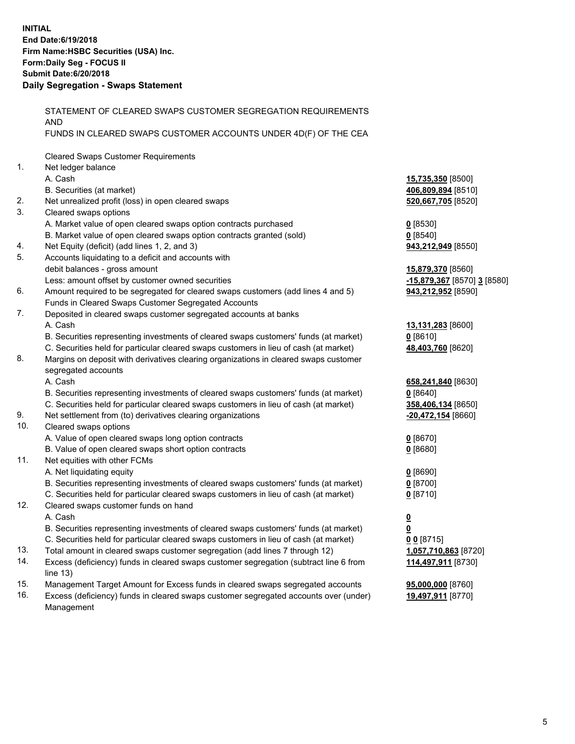**INITIAL**
**End Date:6/19/2018**
**Firm Name:HSBC Securities (USA) Inc.**
**Form:Daily Seg - FOCUS II**
**Submit Date:6/20/2018**
**Daily Segregation - Swaps Statement**

STATEMENT OF CLEARED SWAPS CUSTOMER SEGREGATION REQUIREMENTS AND FUNDS IN CLEARED SWAPS CUSTOMER ACCOUNTS UNDER 4D(F) OF THE CEA

| | | |
|---|---|---|
| | Cleared Swaps Customer Requirements | |
| 1. | Net ledger balance | |
| | A. Cash | **15,735,350** [8500] |
| | B. Securities (at market) | **406,809,894** [8510] |
| 2. | Net unrealized profit (loss) in open cleared swaps | **520,667,705** [8520] |
| 3. | Cleared swaps options | |
| | A. Market value of open cleared swaps option contracts purchased | **0** [8530] |
| | B. Market value of open cleared swaps option contracts granted (sold) | **0** [8540] |
| 4. | Net Equity (deficit) (add lines 1, 2, and 3) | **943,212,949** [8550] |
| 5. | Accounts liquidating to a deficit and accounts with debit balances - gross amount | **15,879,370** [8560] |
| | Less: amount offset by customer owned securities | **-15,879,367** [8570] **3** [8580] |
| 6. | Amount required to be segregated for cleared swaps customers (add lines 4 and 5) | **943,212,952** [8590] |
| | Funds in Cleared Swaps Customer Segregated Accounts | |
| 7. | Deposited in cleared swaps customer segregated accounts at banks | |
| | A. Cash | **13,131,283** [8600] |
| | B. Securities representing investments of cleared swaps customers' funds (at market) | **0** [8610] |
| | C. Securities held for particular cleared swaps customers in lieu of cash (at market) | **48,403,760** [8620] |
| 8. | Margins on deposit with derivatives clearing organizations in cleared swaps customer segregated accounts | |
| | A. Cash | **658,241,840** [8630] |
| | B. Securities representing investments of cleared swaps customers' funds (at market) | **0** [8640] |
| | C. Securities held for particular cleared swaps customers in lieu of cash (at market) | **358,406,134** [8650] |
| 9. | Net settlement from (to) derivatives clearing organizations | **-20,472,154** [8660] |
| 10. | Cleared swaps options | |
| | A. Value of open cleared swaps long option contracts | **0** [8670] |
| | B. Value of open cleared swaps short option contracts | **0** [8680] |
| 11. | Net equities with other FCMs | |
| | A. Net liquidating equity | **0** [8690] |
| | B. Securities representing investments of cleared swaps customers' funds (at market) | **0** [8700] |
| | C. Securities held for particular cleared swaps customers in lieu of cash (at market) | **0** [8710] |
| 12. | Cleared swaps customer funds on hand | |
| | A. Cash | **0** |
| | B. Securities representing investments of cleared swaps customers' funds (at market) | **0** |
| | C. Securities held for particular cleared swaps customers in lieu of cash (at market) | **0** **0** [8715] |
| 13. | Total amount in cleared swaps customer segregation (add lines 7 through 12) | **1,057,710,863** [8720] |
| 14. | Excess (deficiency) funds in cleared swaps customer segregation (subtract line 6 from line 13) | **114,497,911** [8730] |
| 15. | Management Target Amount for Excess funds in cleared swaps segregated accounts | **95,000,000** [8760] |
| 16. | Excess (deficiency) funds in cleared swaps customer segregated accounts over (under) Management | **19,497,911** [8770] |